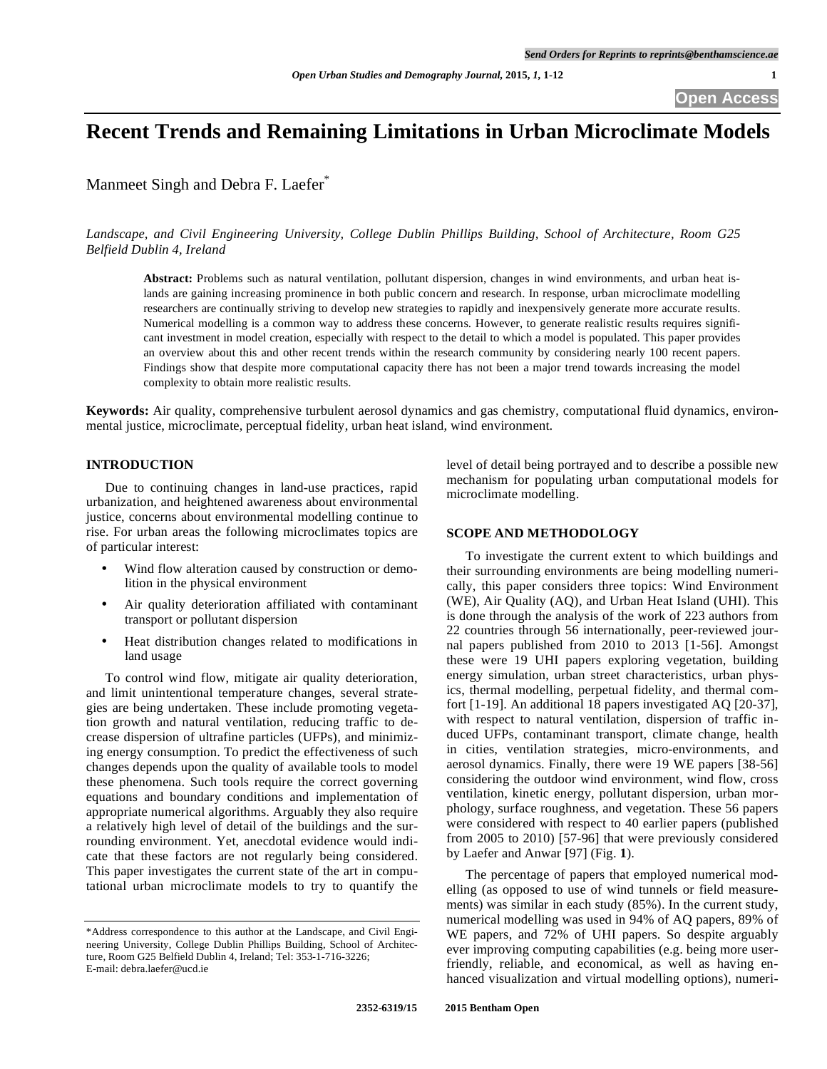# Recent Trends and Remaining Limitations in Urban Microclimate Models

Manmeet Singh and Debra F. Laefer*

*Landscape, and Civil Engineering University, College Dublin Phillips Building, School of Architecture, Room G25 Belfield Dublin 4, Ireland*

**Abstract:** Problems such as natural ventilation, pollutant dispersion, changes in wind environments, and urban heat islands are gaining increasing prominence in both public concern and research. In response, urban microclimate modelling researchers are continually striving to develop new strategies to rapidly and inexpensively generate more accurate results. Numerical modelling is a common way to address these concerns. However, to generate realistic results requires significant investment in model creation, especially with respect to the detail to which a model is populated. This paper provides an overview about this and other recent trends within the research community by considering nearly 100 recent papers. Findings show that despite more computational capacity there has not been a major trend towards increasing the model complexity to obtain more realistic results.

**Keywords:** Air quality, comprehensive turbulent aerosol dynamics and gas chemistry, computational fluid dynamics, environmental justice, microclimate, perceptual fidelity, urban heat island, wind environment.

## INTRODUCTION

Due to continuing changes in land-use practices, rapid urbanization, and heightened awareness about environmental justice, concerns about environmental modelling continue to rise. For urban areas the following microclimates topics are of particular interest:

- Wind flow alteration caused by construction or demolition in the physical environment
- Air quality deterioration affiliated with contaminant transport or pollutant dispersion
- Heat distribution changes related to modifications in land usage

To control wind flow, mitigate air quality deterioration, and limit unintentional temperature changes, several strategies are being undertaken. These include promoting vegetation growth and natural ventilation, reducing traffic to decrease dispersion of ultrafine particles (UFPs), and minimizing energy consumption. To predict the effectiveness of such changes depends upon the quality of available tools to model these phenomena. Such tools require the correct governing equations and boundary conditions and implementation of appropriate numerical algorithms. Arguably they also require a relatively high level of detail of the buildings and the surrounding environment. Yet, anecdotal evidence would indicate that these factors are not regularly being considered. This paper investigates the current state of the art in computational urban microclimate models to try to quantify the level of detail being portrayed and to describe a possible new mechanism for populating urban computational models for microclimate modelling.

## SCOPE AND METHODOLOGY

To investigate the current extent to which buildings and their surrounding environments are being modelling numerically, this paper considers three topics: Wind Environment (WE), Air Quality (AQ), and Urban Heat Island (UHI). This is done through the analysis of the work of 223 authors from 22 countries through 56 internationally, peer-reviewed journal papers published from 2010 to 2013 [1-56]. Amongst these were 19 UHI papers exploring vegetation, building energy simulation, urban street characteristics, urban physics, thermal modelling, perpetual fidelity, and thermal comfort [1-19]. An additional 18 papers investigated AQ [20-37], with respect to natural ventilation, dispersion of traffic induced UFPs, contaminant transport, climate change, health in cities, ventilation strategies, micro-environments, and aerosol dynamics. Finally, there were 19 WE papers [38-56] considering the outdoor wind environment, wind flow, cross ventilation, kinetic energy, pollutant dispersion, urban morphology, surface roughness, and vegetation. These 56 papers were considered with respect to 40 earlier papers (published from 2005 to 2010) [57-96] that were previously considered by Laefer and Anwar [97] (Fig. **1**).

The percentage of papers that employed numerical modelling (as opposed to use of wind tunnels or field measurements) was similar in each study (85%). In the current study, numerical modelling was used in 94% of AQ papers, 89% of WE papers, and 72% of UHI papers. So despite arguably ever improving computing capabilities (e.g. being more user-friendly, reliable, and economical, as well as having enhanced visualization and virtual modelling options), numeri-

*Address correspondence to this author at the Landscape, and Civil Engineering University, College Dublin Phillips Building, School of Architecture, Room G25 Belfield Dublin 4, Ireland; Tel: 353-1-716-3226; E-mail: debra.laefer@ucd.ie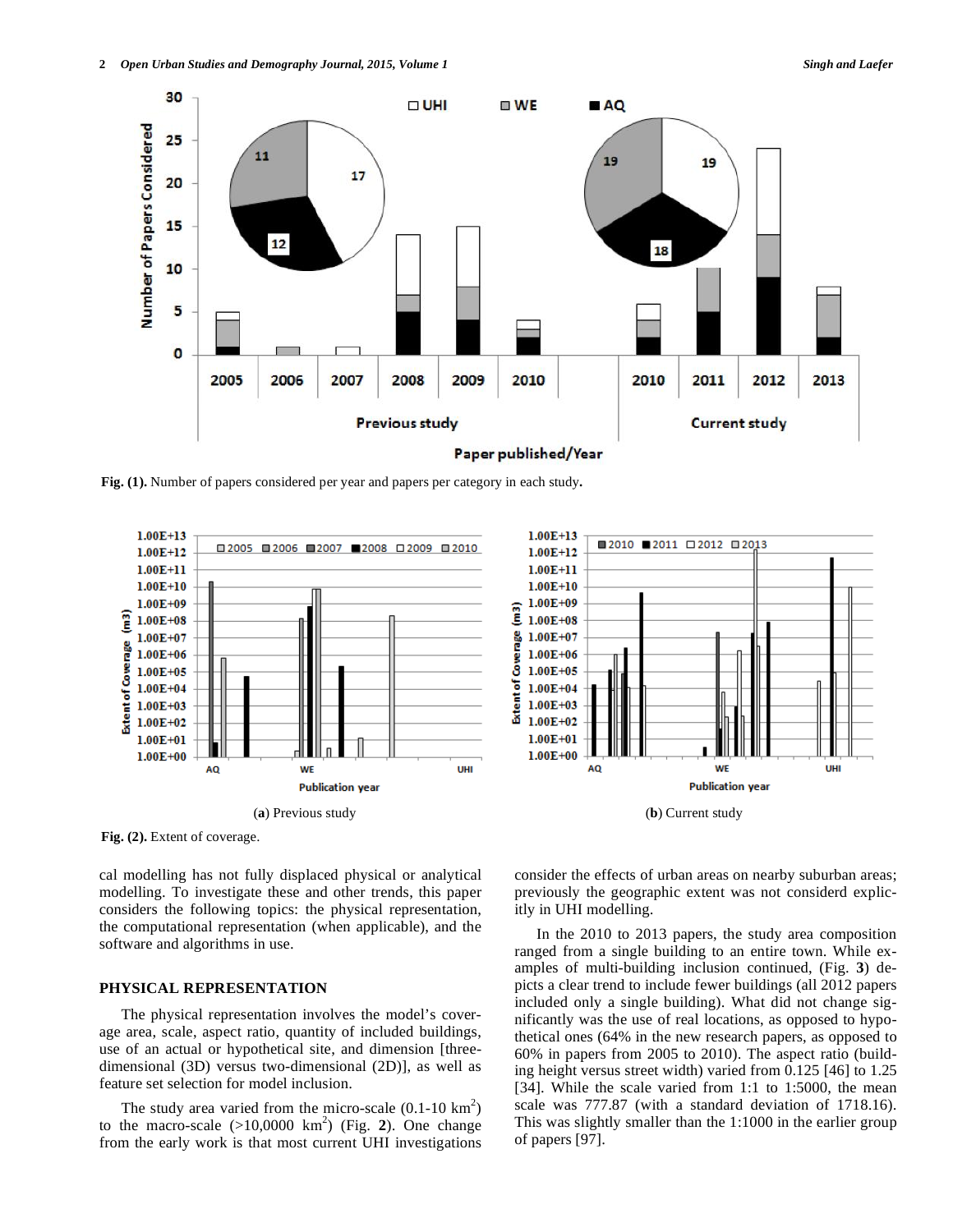Fig. (1). Number of papers considered per year and papers per category in each study.

(a) Previous study

(b) Current study

Fig. (2). Extent of coverage.

cal modelling has not fully displaced physical or analytical modelling. To investigate these and other trends, this paper considers the following topics: the physical representation, the computational representation (when applicable), and the software and algorithms in use.

## PHYSICAL REPRESENTATION

The physical representation involves the model's coverage area, scale, aspect ratio, quantity of included buildings, use of an actual or hypothetical site, and dimension [three-dimensional (3D) versus two-dimensional (2D)], as well as feature set selection for model inclusion.

The study area varied from the micro-scale (0.1-10 $km^2$) to the macro-scale (>10,0000 $km^2$) (Fig. **2**). One change from the early work is that most current UHI investigations consider the effects of urban areas on nearby suburban areas; previously the geographic extent was not considerd explicitly in UHI modelling.

In the 2010 to 2013 papers, the study area composition ranged from a single building to an entire town. While examples of multi-building inclusion continued, (Fig. **3**) depicts a clear trend to include fewer buildings (all 2012 papers included only a single building). What did not change significantly was the use of real locations, as opposed to hypothetical ones (64% in the new research papers, as opposed to 60% in papers from 2005 to 2010). The aspect ratio (building height versus street width) varied from 0.125 [46] to 1.25 [34]. While the scale varied from 1:1 to 1:5000, the mean scale was 777.87 (with a standard deviation of 1718.16). This was slightly smaller than the 1:1000 in the earlier group of papers [97].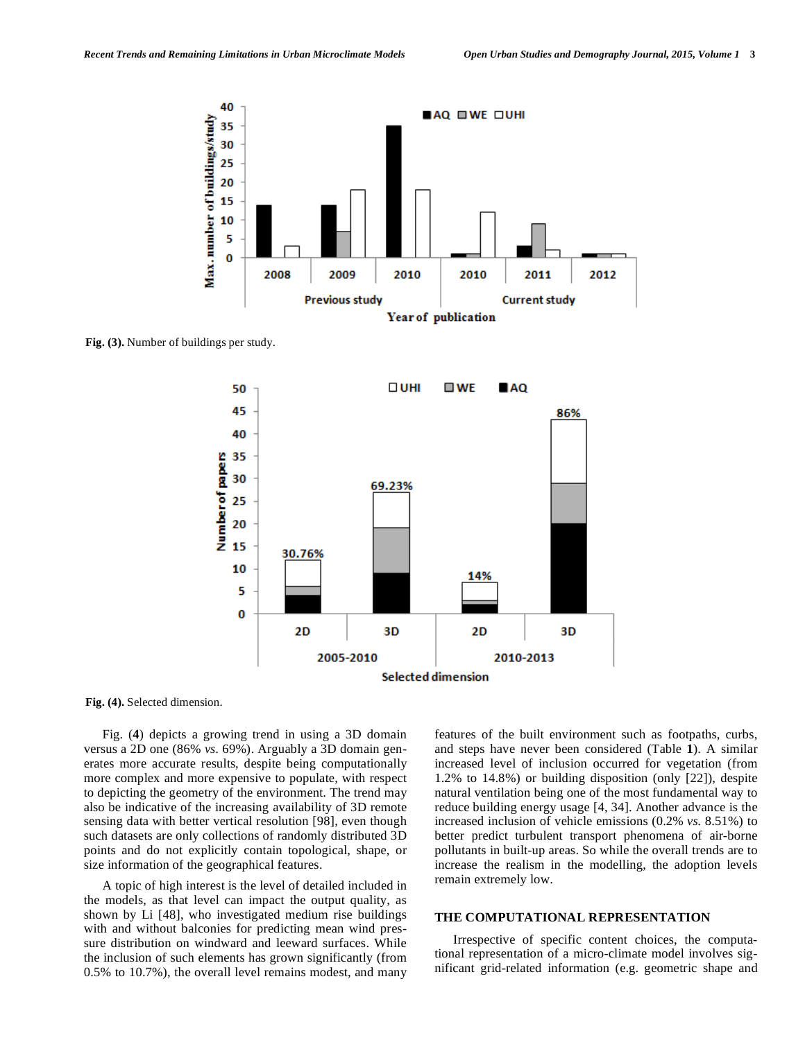Fig. (3). Number of buildings per study.

Fig. (4). Selected dimension.

Fig. (4) depicts a growing trend in using a 3D domain versus a 2D one (86% *vs.* 69%). Arguably a 3D domain generates more accurate results, despite being computationally more complex and more expensive to populate, with respect to depicting the geometry of the environment. The trend may also be indicative of the increasing availability of 3D remote sensing data with better vertical resolution [98], even though such datasets are only collections of randomly distributed 3D points and do not explicitly contain topological, shape, or size information of the geographical features.

A topic of high interest is the level of detailed included in the models, as that level can impact the output quality, as shown by Li [48], who investigated medium rise buildings with and without balconies for predicting mean wind pressure distribution on windward and leeward surfaces. While the inclusion of such elements has grown significantly (from 0.5% to 10.7%), the overall level remains modest, and many features of the built environment such as footpaths, curbs, and steps have never been considered (Table **1**). A similar increased level of inclusion occurred for vegetation (from 1.2% to 14.8%) or building disposition (only [22]), despite natural ventilation being one of the most fundamental way to reduce building energy usage [4, 34]. Another advance is the increased inclusion of vehicle emissions (0.2% *vs.* 8.51%) to better predict turbulent transport phenomena of air-borne pollutants in built-up areas. So while the overall trends are to increase the realism in the modelling, the adoption levels remain extremely low.

## THE COMPUTATIONAL REPRESENTATION

Irrespective of specific content choices, the computational representation of a micro-climate model involves significant grid-related information (e.g. geometric shape and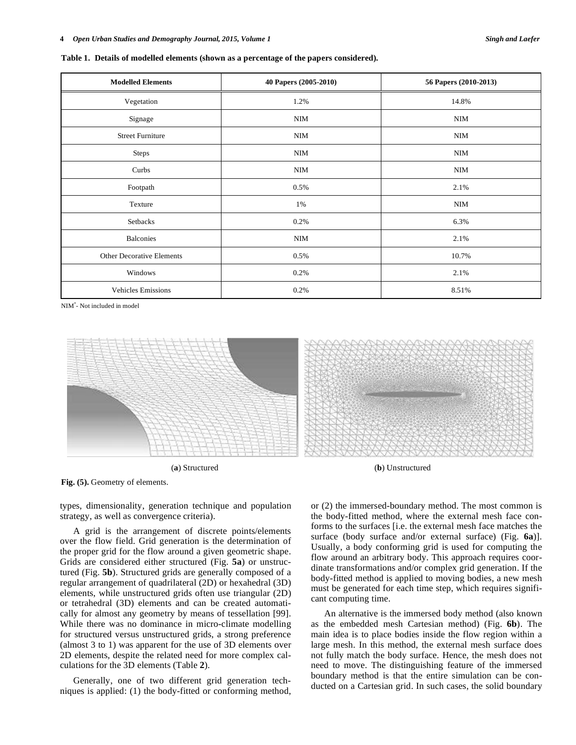**Table 1. Details of modelled elements (shown as a percentage of the papers considered).**

| Modelled Elements | 40 Papers (2005-2010) | 56 Papers (2010-2013) |
|---|---|---|
| Vegetation | 1.2% | 14.8% |
| Signage | NIM | NIM |
| Street Furniture | NIM | NIM |
| Steps | NIM | NIM |
| Curbs | NIM | NIM |
| Footpath | 0.5% | 2.1% |
| Texture | 1% | NIM |
| Setbacks | 0.2% | 6.3% |
| Balconies | NIM | 2.1% |
| Other Decorative Elements | 0.5% | 10.7% |
| Windows | 0.2% | 2.1% |
| Vehicles Emissions | 0.2% | 8.51% |

NIM*- Not included in model

(**a**) Structured (**b**) Unstructured

**Fig. (5).** Geometry of elements.

types, dimensionality, generation technique and population strategy, as well as convergence criteria).

A grid is the arrangement of discrete points/elements over the flow field. Grid generation is the determination of the proper grid for the flow around a given geometric shape. Grids are considered either structured (Fig. **5a**) or unstructured (Fig. **5b**). Structured grids are generally composed of a regular arrangement of quadrilateral (2D) or hexahedral (3D) elements, while unstructured grids often use triangular (2D) or tetrahedral (3D) elements and can be created automatically for almost any geometry by means of tessellation [99]. While there was no dominance in micro-climate modelling for structured versus unstructured grids, a strong preference (almost 3 to 1) was apparent for the use of 3D elements over 2D elements, despite the related need for more complex calculations for the 3D elements (Table **2**).

Generally, one of two different grid generation techniques is applied: (1) the body-fitted or conforming method, or (2) the immersed-boundary method. The most common is the body-fitted method, where the external mesh face conforms to the surfaces [i.e. the external mesh face matches the surface (body surface and/or external surface) (Fig. **6a**)]. Usually, a body conforming grid is used for computing the flow around an arbitrary body. This approach requires coordinate transformations and/or complex grid generation. If the body-fitted method is applied to moving bodies, a new mesh must be generated for each time step, which requires significant computing time.

An alternative is the immersed body method (also known as the embedded mesh Cartesian method) (Fig. **6b**). The main idea is to place bodies inside the flow region within a large mesh. In this method, the external mesh surface does not fully match the body surface. Hence, the mesh does not need to move. The distinguishing feature of the immersed boundary method is that the entire simulation can be conducted on a Cartesian grid. In such cases, the solid boundary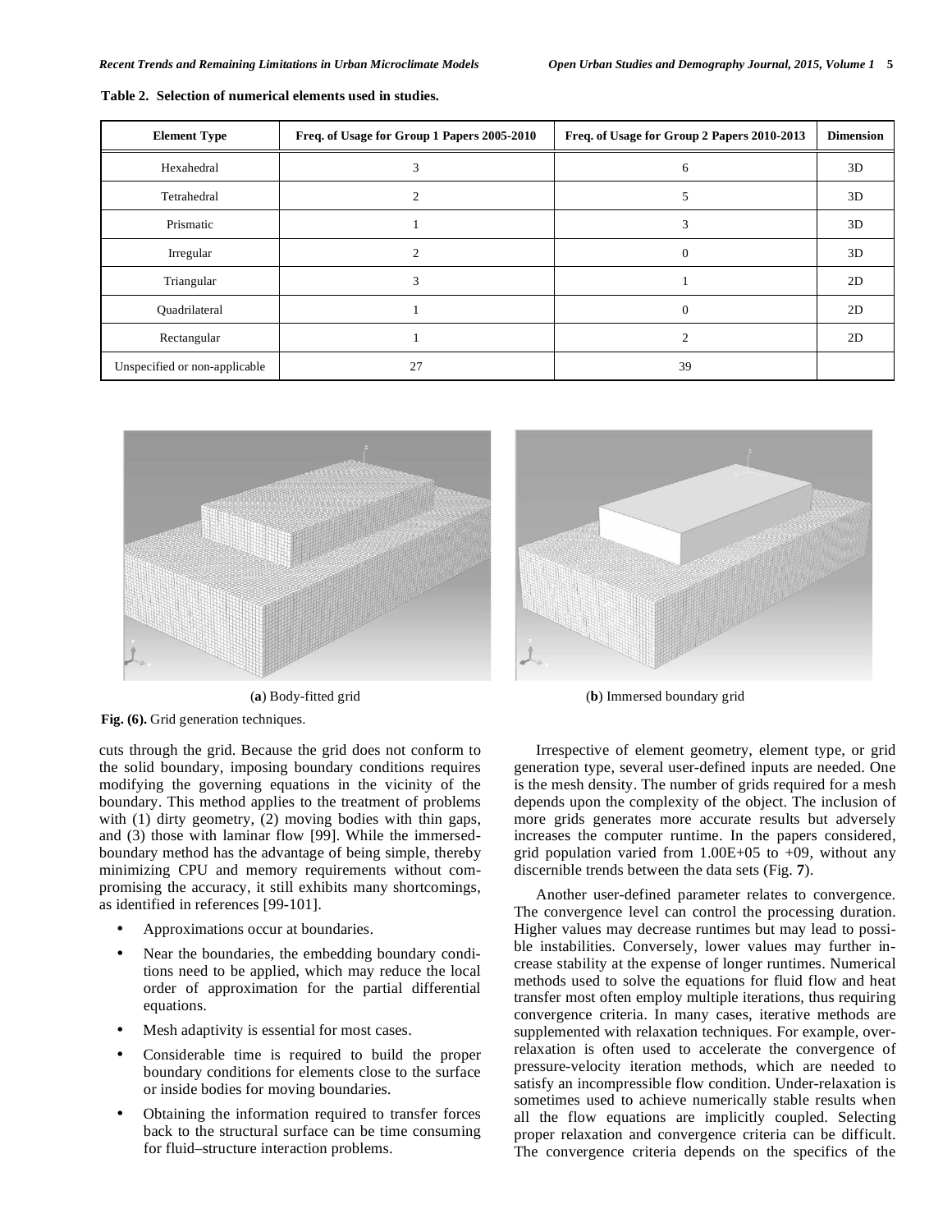**Table 2. Selection of numerical elements used in studies.**

| Element Type | Freq. of Usage for Group 1 Papers 2005-2010 | Freq. of Usage for Group 2 Papers 2010-2013 | Dimension |
|---|---|---|---|
| Hexahedral | 3 | 6 | 3D |
| Tetrahedral | 2 | 5 | 3D |
| Prismatic | 1 | 3 | 3D |
| Irregular | 2 | 0 | 3D |
| Triangular | 3 | 1 | 2D |
| Quadrilateral | 1 | 0 | 2D |
| Rectangular | 1 | 2 | 2D |
| Unspecified or non-applicable | 27 | 39 | |

(**a**) Body-fitted grid

(**b**) Immersed boundary grid

**Fig. (6).** Grid generation techniques.

cuts through the grid. Because the grid does not conform to the solid boundary, imposing boundary conditions requires modifying the governing equations in the vicinity of the boundary. This method applies to the treatment of problems with (1) dirty geometry, (2) moving bodies with thin gaps, and (3) those with laminar flow [99]. While the immersed-boundary method has the advantage of being simple, thereby minimizing CPU and memory requirements without compromising the accuracy, it still exhibits many shortcomings, as identified in references [99-101].

- Approximations occur at boundaries.
- Near the boundaries, the embedding boundary conditions need to be applied, which may reduce the local order of approximation for the partial differential equations.
- Mesh adaptivity is essential for most cases.
- Considerable time is required to build the proper boundary conditions for elements close to the surface or inside bodies for moving boundaries.
- Obtaining the information required to transfer forces back to the structural surface can be time consuming for fluid–structure interaction problems.

Irrespective of element geometry, element type, or grid generation type, several user-defined inputs are needed. One is the mesh density. The number of grids required for a mesh depends upon the complexity of the object. The inclusion of more grids generates more accurate results but adversely increases the computer runtime. In the papers considered, grid population varied from 1.00E+05 to +09, without any discernible trends between the data sets (Fig. **7**).

Another user-defined parameter relates to convergence. The convergence level can control the processing duration. Higher values may decrease runtimes but may lead to possible instabilities. Conversely, lower values may further increase stability at the expense of longer runtimes. Numerical methods used to solve the equations for fluid flow and heat transfer most often employ multiple iterations, thus requiring convergence criteria. In many cases, iterative methods are supplemented with relaxation techniques. For example, over-relaxation is often used to accelerate the convergence of pressure-velocity iteration methods, which are needed to satisfy an incompressible flow condition. Under-relaxation is sometimes used to achieve numerically stable results when all the flow equations are implicitly coupled. Selecting proper relaxation and convergence criteria can be difficult. The convergence criteria depends on the specifics of the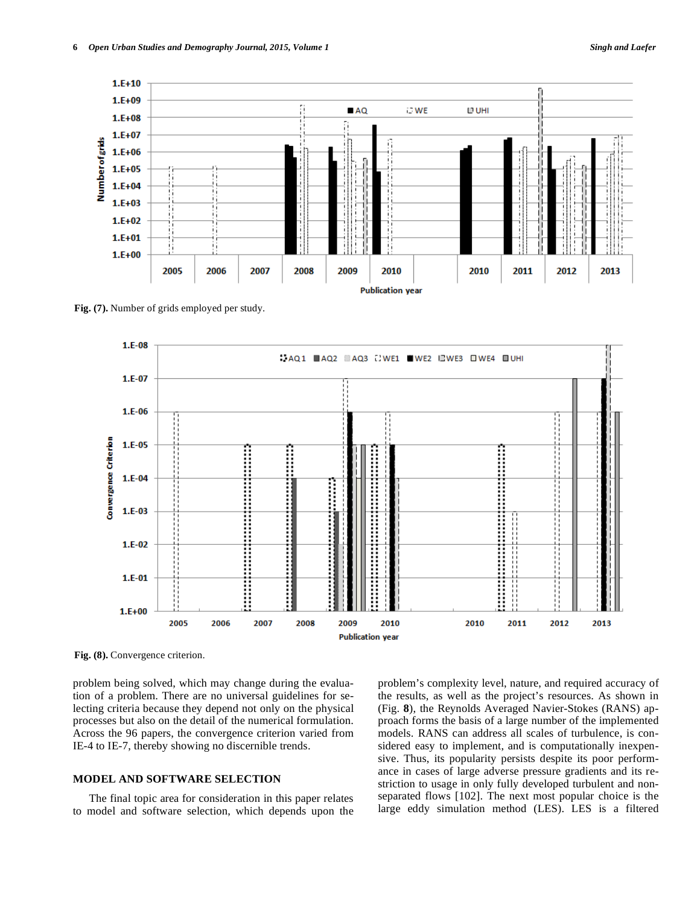Fig. (7). Number of grids employed per study.

Fig. (8). Convergence criterion.

problem being solved, which may change during the evaluation of a problem. There are no universal guidelines for selecting criteria because they depend not only on the physical processes but also on the detail of the numerical formulation. Across the 96 papers, the convergence criterion varied from IE-4 to IE-7, thereby showing no discernible trends.

## MODEL AND SOFTWARE SELECTION

The final topic area for consideration in this paper relates to model and software selection, which depends upon the problem's complexity level, nature, and required accuracy of the results, as well as the project's resources. As shown in (Fig. **8**), the Reynolds Averaged Navier-Stokes (RANS) approach forms the basis of a large number of the implemented models. RANS can address all scales of turbulence, is considered easy to implement, and is computationally inexpensive. Thus, its popularity persists despite its poor performance in cases of large adverse pressure gradients and its restriction to usage in only fully developed turbulent and non-separated flows [102]. The next most popular choice is the large eddy simulation method (LES). LES is a filtered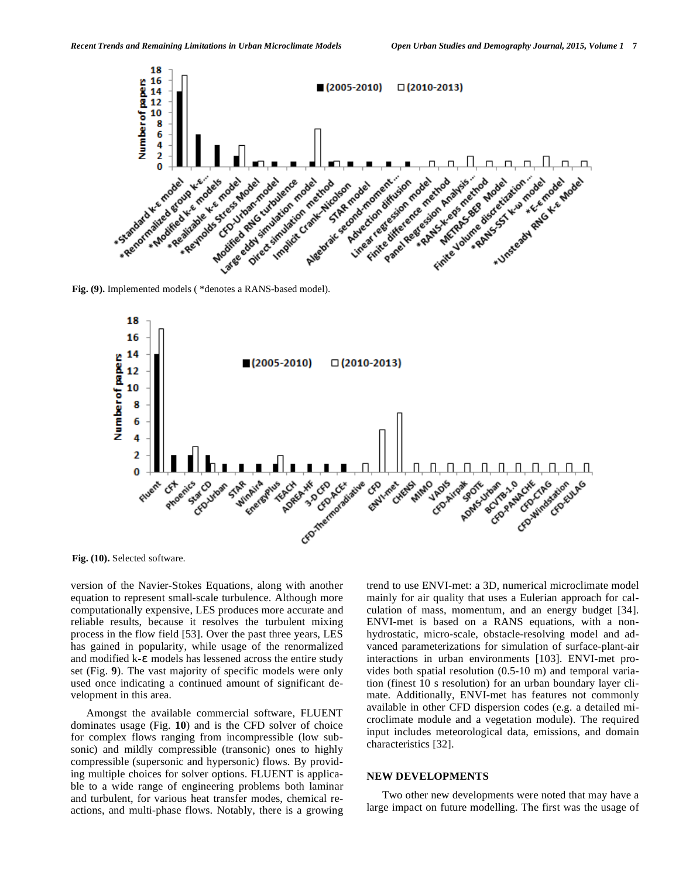Fig. (9). Implemented models ( *denotes a RANS-based model).

Fig. (10). Selected software.

version of the Navier-Stokes Equations, along with another equation to represent small-scale turbulence. Although more computationally expensive, LES produces more accurate and reliable results, because it resolves the turbulent mixing process in the flow field [53]. Over the past three years, LES has gained in popularity, while usage of the renormalized and modified k-ε models has lessened across the entire study set (Fig. **9**). The vast majority of specific models were only used once indicating a continued amount of significant development in this area.

Amongst the available commercial software, FLUENT dominates usage (Fig. **10**) and is the CFD solver of choice for complex flows ranging from incompressible (low subsonic) and mildly compressible (transonic) ones to highly compressible (supersonic and hypersonic) flows. By providing multiple choices for solver options. FLUENT is applicable to a wide range of engineering problems both laminar and turbulent, for various heat transfer modes, chemical reactions, and multi-phase flows. Notably, there is a growing trend to use ENVI-met: a 3D, numerical microclimate model mainly for air quality that uses a Eulerian approach for calculation of mass, momentum, and an energy budget [34]. ENVI-met is based on a RANS equations, with a non-hydrostatic, micro-scale, obstacle-resolving model and advanced parameterizations for simulation of surface-plant-air interactions in urban environments [103]. ENVI-met provides both spatial resolution (0.5-10 m) and temporal variation (finest 10 s resolution) for an urban boundary layer climate. Additionally, ENVI-met has features not commonly available in other CFD dispersion codes (e.g. a detailed microclimate module and a vegetation module). The required input includes meteorological data, emissions, and domain characteristics [32].

## NEW DEVELOPMENTS

Two other new developments were noted that may have a large impact on future modelling. The first was the usage of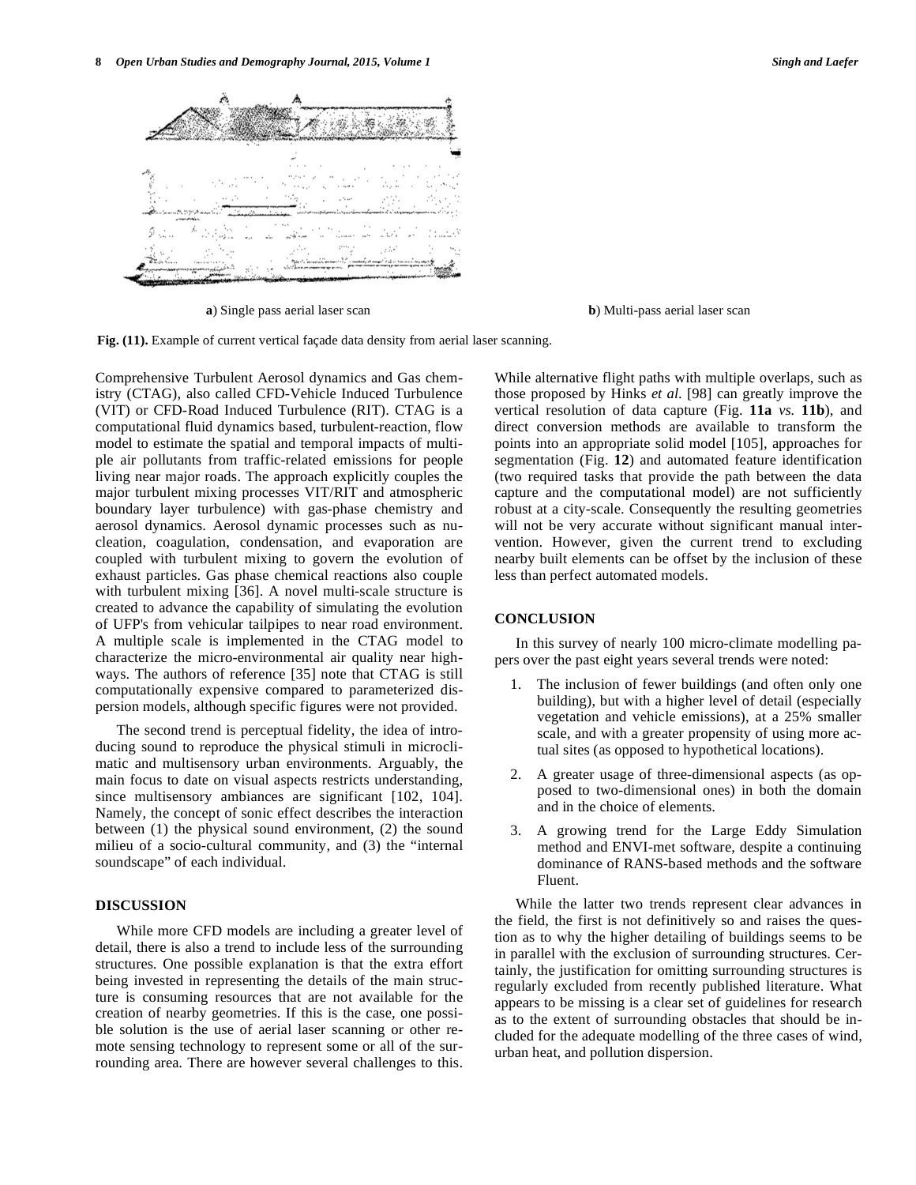**a**) Single pass aerial laser scan

**b**) Multi-pass aerial laser scan

**Fig. (11).** Example of current vertical façade data density from aerial laser scanning.

Comprehensive Turbulent Aerosol dynamics and Gas chemistry (CTAG), also called CFD-Vehicle Induced Turbulence (VIT) or CFD-Road Induced Turbulence (RIT). CTAG is a computational fluid dynamics based, turbulent-reaction, flow model to estimate the spatial and temporal impacts of multiple air pollutants from traffic-related emissions for people living near major roads. The approach explicitly couples the major turbulent mixing processes VIT/RIT and atmospheric boundary layer turbulence) with gas-phase chemistry and aerosol dynamics. Aerosol dynamic processes such as nucleation, coagulation, condensation, and evaporation are coupled with turbulent mixing to govern the evolution of exhaust particles. Gas phase chemical reactions also couple with turbulent mixing [36]. A novel multi-scale structure is created to advance the capability of simulating the evolution of UFP's from vehicular tailpipes to near road environment. A multiple scale is implemented in the CTAG model to characterize the micro-environmental air quality near highways. The authors of reference [35] note that CTAG is still computationally expensive compared to parameterized dispersion models, although specific figures were not provided.

The second trend is perceptual fidelity, the idea of introducing sound to reproduce the physical stimuli in microclimatic and multisensory urban environments. Arguably, the main focus to date on visual aspects restricts understanding, since multisensory ambiances are significant [102, 104]. Namely, the concept of sonic effect describes the interaction between (1) the physical sound environment, (2) the sound milieu of a socio-cultural community, and (3) the "internal soundscape" of each individual.

## DISCUSSION

While more CFD models are including a greater level of detail, there is also a trend to include less of the surrounding structures. One possible explanation is that the extra effort being invested in representing the details of the main structure is consuming resources that are not available for the creation of nearby geometries. If this is the case, one possible solution is the use of aerial laser scanning or other remote sensing technology to represent some or all of the surrounding area. There are however several challenges to this. While alternative flight paths with multiple overlaps, such as those proposed by Hinks *et al.* [98] can greatly improve the vertical resolution of data capture (Fig. **11a** *vs.* **11b**), and direct conversion methods are available to transform the points into an appropriate solid model [105], approaches for segmentation (Fig. **12**) and automated feature identification (two required tasks that provide the path between the data capture and the computational model) are not sufficiently robust at a city-scale. Consequently the resulting geometries will not be very accurate without significant manual intervention. However, given the current trend to excluding nearby built elements can be offset by the inclusion of these less than perfect automated models.

## CONCLUSION

In this survey of nearly 100 micro-climate modelling papers over the past eight years several trends were noted:

1. The inclusion of fewer buildings (and often only one building), but with a higher level of detail (especially vegetation and vehicle emissions), at a 25% smaller scale, and with a greater propensity of using more actual sites (as opposed to hypothetical locations).
2. A greater usage of three-dimensional aspects (as opposed to two-dimensional ones) in both the domain and in the choice of elements.
3. A growing trend for the Large Eddy Simulation method and ENVI-met software, despite a continuing dominance of RANS-based methods and the software Fluent.

While the latter two trends represent clear advances in the field, the first is not definitively so and raises the question as to why the higher detailing of buildings seems to be in parallel with the exclusion of surrounding structures. Certainly, the justification for omitting surrounding structures is regularly excluded from recently published literature. What appears to be missing is a clear set of guidelines for research as to the extent of surrounding obstacles that should be included for the adequate modelling of the three cases of wind, urban heat, and pollution dispersion.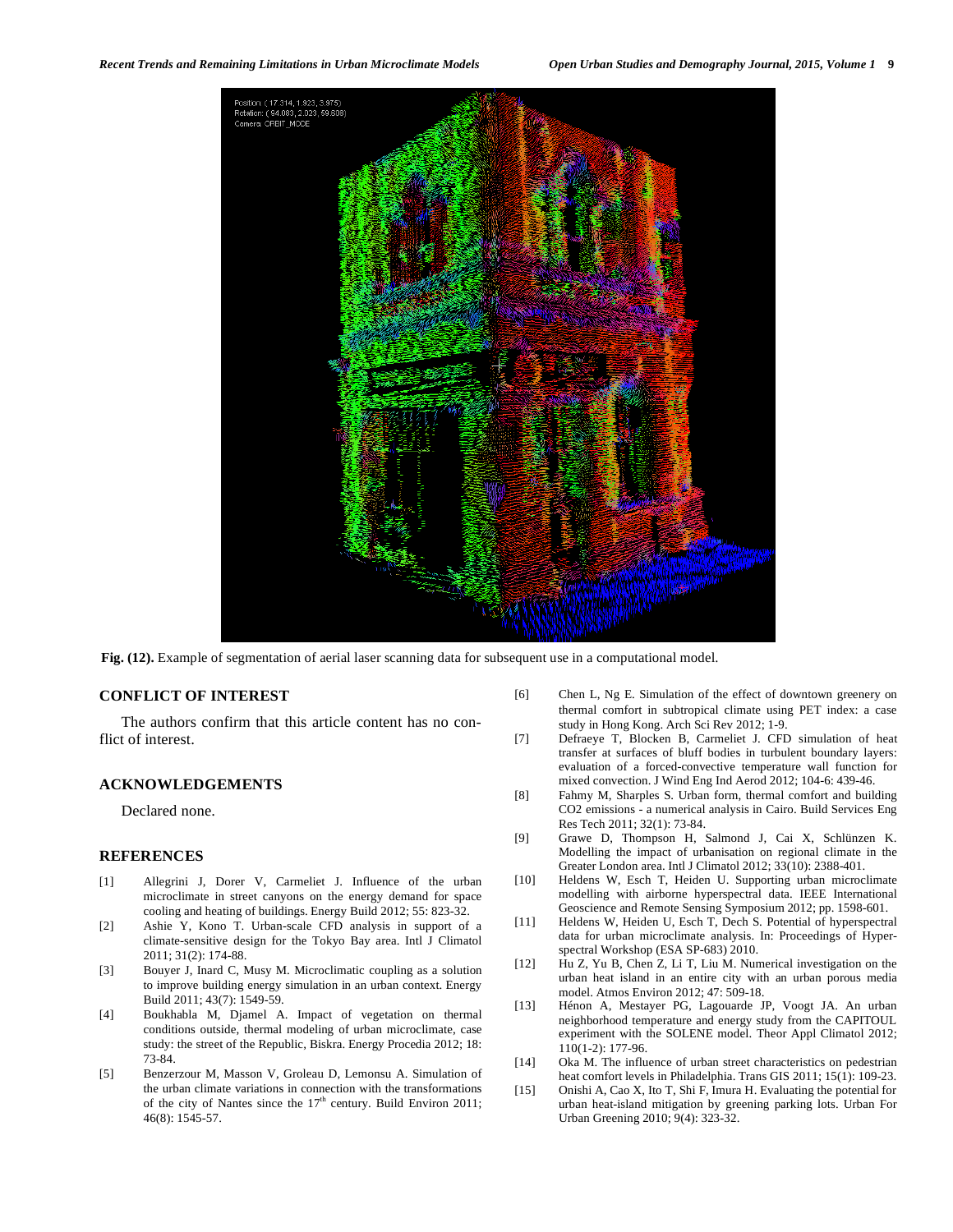Fig. (12). Example of segmentation of aerial laser scanning data for subsequent use in a computational model.

## CONFLICT OF INTEREST

The authors confirm that this article content has no conflict of interest.

## ACKNOWLEDGEMENTS

Declared none.

## REFERENCES

[1] Allegrini J, Dorer V, Carmeliet J. Influence of the urban microclimate in street canyons on the energy demand for space cooling and heating of buildings. Energy Build 2012; 55: 823-32.

[2] Ashie Y, Kono T. Urban-scale CFD analysis in support of a climate-sensitive design for the Tokyo Bay area. Intl J Climatol 2011; 31(2): 174-88.

[3] Bouyer J, Inard C, Musy M. Microclimatic coupling as a solution to improve building energy simulation in an urban context. Energy Build 2011; 43(7): 1549-59.

[4] Boukhabla M, Djamel A. Impact of vegetation on thermal conditions outside, thermal modeling of urban microclimate, case study: the street of the Republic, Biskra. Energy Procedia 2012; 18: 73-84.

[5] Benzerzour M, Masson V, Groleau D, Lemonsu A. Simulation of the urban climate variations in connection with the transformations of the city of Nantes since the 17th century. Build Environ 2011; 46(8): 1545-57.

[6] Chen L, Ng E. Simulation of the effect of downtown greenery on thermal comfort in subtropical climate using PET index: a case study in Hong Kong. Arch Sci Rev 2012; 1-9.

[7] Defraeye T, Blocken B, Carmeliet J. CFD simulation of heat transfer at surfaces of bluff bodies in turbulent boundary layers: evaluation of a forced-convective temperature wall function for mixed convection. J Wind Eng Ind Aerod 2012; 104-6: 439-46.

[8] Fahmy M, Sharples S. Urban form, thermal comfort and building CO2 emissions - a numerical analysis in Cairo. Build Services Eng Res Tech 2011; 32(1): 73-84.

[9] Grawe D, Thompson H, Salmond J, Cai X, Schlünzen K. Modelling the impact of urbanisation on regional climate in the Greater London area. Intl J Climatol 2012; 33(10): 2388-401.

[10] Heldens W, Esch T, Heiden U. Supporting urban microclimate modelling with airborne hyperspectral data. IEEE International Geoscience and Remote Sensing Symposium 2012; pp. 1598-601.

[11] Heldens W, Heiden U, Esch T, Dech S. Potential of hyperspectral data for urban microclimate analysis. In: Proceedings of Hyperspectral Workshop (ESA SP-683) 2010.

[12] Hu Z, Yu B, Chen Z, Li T, Liu M. Numerical investigation on the urban heat island in an entire city with an urban porous media model. Atmos Environ 2012; 47: 509-18.

[13] Hénon A, Mestayer PG, Lagouarde JP, Voogt JA. An urban neighborhood temperature and energy study from the CAPITOUL experiment with the SOLENE model. Theor Appl Climatol 2012; 110(1-2): 177-96.

[14] Oka M. The influence of urban street characteristics on pedestrian heat comfort levels in Philadelphia. Trans GIS 2011; 15(1): 109-23.

[15] Onishi A, Cao X, Ito T, Shi F, Imura H. Evaluating the potential for urban heat-island mitigation by greening parking lots. Urban For Urban Greening 2010; 9(4): 323-32.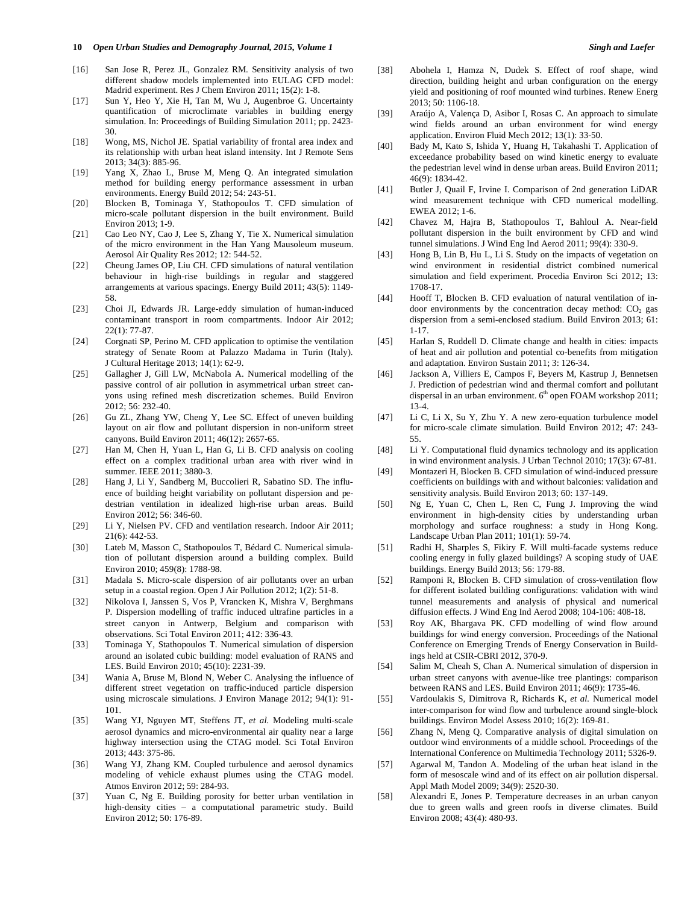[16] San Jose R, Perez JL, Gonzalez RM. Sensitivity analysis of two different shadow models implemented into EULAG CFD model: Madrid experiment. Res J Chem Environ 2011; 15(2): 1-8.

[17] Sun Y, Heo Y, Xie H, Tan M, Wu J, Augenbroe G. Uncertainty quantification of microclimate variables in building energy simulation. In: Proceedings of Building Simulation 2011; pp. 2423-30.

[18] Wong, MS, Nichol JE. Spatial variability of frontal area index and its relationship with urban heat island intensity. Int J Remote Sens 2013; 34(3): 885-96.

[19] Yang X, Zhao L, Bruse M, Meng Q. An integrated simulation method for building energy performance assessment in urban environments. Energy Build 2012; 54: 243-51.

[20] Blocken B, Tominaga Y, Stathopoulos T. CFD simulation of micro-scale pollutant dispersion in the built environment. Build Environ 2013; 1-9.

[21] Cao Leo NY, Cao J, Lee S, Zhang Y, Tie X. Numerical simulation of the micro environment in the Han Yang Mausoleum museum. Aerosol Air Quality Res 2012; 12: 544-52.

[22] Cheung James OP, Liu CH. CFD simulations of natural ventilation behaviour in high-rise buildings in regular and staggered arrangements at various spacings. Energy Build 2011; 43(5): 1149-58.

[23] Choi JI, Edwards JR. Large-eddy simulation of human-induced contaminant transport in room compartments. Indoor Air 2012; 22(1): 77-87.

[24] Corgnati SP, Perino M. CFD application to optimise the ventilation strategy of Senate Room at Palazzo Madama in Turin (Italy). J Cultural Heritage 2013; 14(1): 62-9.

[25] Gallagher J, Gill LW, McNabola A. Numerical modelling of the passive control of air pollution in asymmetrical urban street canyons using refined mesh discretization schemes. Build Environ 2012; 56: 232-40.

[26] Gu ZL, Zhang YW, Cheng Y, Lee SC. Effect of uneven building layout on air flow and pollutant dispersion in non-uniform street canyons. Build Environ 2011; 46(12): 2657-65.

[27] Han M, Chen H, Yuan L, Han G, Li B. CFD analysis on cooling effect on a complex traditional urban area with river wind in summer. IEEE 2011; 3880-3.

[28] Hang J, Li Y, Sandberg M, Buccolieri R, Sabatino SD. The influence of building height variability on pollutant dispersion and pedestrian ventilation in idealized high-rise urban areas. Build Environ 2012; 56: 346-60.

[29] Li Y, Nielsen PV. CFD and ventilation research. Indoor Air 2011; 21(6): 442-53.

[30] Lateb M, Masson C, Stathopoulos T, Bédard C. Numerical simulation of pollutant dispersion around a building complex. Build Environ 2010; 459(8): 1788-98.

[31] Madala S. Micro-scale dispersion of air pollutants over an urban setup in a coastal region. Open J Air Pollution 2012; 1(2): 51-8.

[32] Nikolova I, Janssen S, Vos P, Vrancken K, Mishra V, Berghmans P. Dispersion modelling of traffic induced ultrafine particles in a street canyon in Antwerp, Belgium and comparison with observations. Sci Total Environ 2011; 412: 336-43.

[33] Tominaga Y, Stathopoulos T. Numerical simulation of dispersion around an isolated cubic building: model evaluation of RANS and LES. Build Environ 2010; 45(10): 2231-39.

[34] Wania A, Bruse M, Blond N, Weber C. Analysing the influence of different street vegetation on traffic-induced particle dispersion using microscale simulations. J Environ Manage 2012; 94(1): 91-101.

[35] Wang YJ, Nguyen MT, Steffens JT, *et al.* Modeling multi-scale aerosol dynamics and micro-environmental air quality near a large highway intersection using the CTAG model. Sci Total Environ 2013; 443: 375-86.

[36] Wang YJ, Zhang KM. Coupled turbulence and aerosol dynamics modeling of vehicle exhaust plumes using the CTAG model. Atmos Environ 2012; 59: 284-93.

[37] Yuan C, Ng E. Building porosity for better urban ventilation in high-density cities – a computational parametric study. Build Environ 2012; 50: 176-89.

[38] Abohela I, Hamza N, Dudek S. Effect of roof shape, wind direction, building height and urban configuration on the energy yield and positioning of roof mounted wind turbines. Renew Energ 2013; 50: 1106-18.

[39] Araújo A, Valença D, Asibor I, Rosas C. An approach to simulate wind fields around an urban environment for wind energy application. Environ Fluid Mech 2012; 13(1): 33-50.

[40] Bady M, Kato S, Ishida Y, Huang H, Takahashi T. Application of exceedance probability based on wind kinetic energy to evaluate the pedestrian level wind in dense urban areas. Build Environ 2011; 46(9): 1834-42.

[41] Butler J, Quail F, Irvine I. Comparison of 2nd generation LiDAR wind measurement technique with CFD numerical modelling. EWEA 2012; 1-6.

[42] Chavez M, Hajra B, Stathopoulos T, Bahloul A. Near-field pollutant dispersion in the built environment by CFD and wind tunnel simulations. J Wind Eng Ind Aerod 2011; 99(4): 330-9.

[43] Hong B, Lin B, Hu L, Li S. Study on the impacts of vegetation on wind environment in residential district combined numerical simulation and field experiment. Procedia Environ Sci 2012; 13: 1708-17.

[44] Hooff T, Blocken B. CFD evaluation of natural ventilation of indoor environments by the concentration decay method: $CO_2$ gas dispersion from a semi-enclosed stadium. Build Environ 2013; 61: 1-17.

[45] Harlan S, Ruddell D. Climate change and health in cities: impacts of heat and air pollution and potential co-benefits from mitigation and adaptation. Environ Sustain 2011; 3: 126-34.

[46] Jackson A, Villiers E, Campos F, Beyers M, Kastrup J, Bennetsen J. Prediction of pedestrian wind and thermal comfort and pollutant dispersal in an urban environment. 6th open FOAM workshop 2011; 13-4.

[47] Li C, Li X, Su Y, Zhu Y. A new zero-equation turbulence model for micro-scale climate simulation. Build Environ 2012; 47: 243-55.

[48] Li Y. Computational fluid dynamics technology and its application in wind environment analysis. J Urban Technol 2010; 17(3): 67-81.

[49] Montazeri H, Blocken B. CFD simulation of wind-induced pressure coefficients on buildings with and without balconies: validation and sensitivity analysis. Build Environ 2013; 60: 137-149.

[50] Ng E, Yuan C, Chen L, Ren C, Fung J. Improving the wind environment in high-density cities by understanding urban morphology and surface roughness: a study in Hong Kong. Landscape Urban Plan 2011; 101(1): 59-74.

[51] Radhi H, Sharples S, Fikiry F. Will multi-facade systems reduce cooling energy in fully glazed buildings? A scoping study of UAE buildings. Energy Build 2013; 56: 179-88.

[52] Ramponi R, Blocken B. CFD simulation of cross-ventilation flow for different isolated building configurations: validation with wind tunnel measurements and analysis of physical and numerical diffusion effects. J Wind Eng Ind Aerod 2008; 104-106: 408-18.

[53] Roy AK, Bhargava PK. CFD modelling of wind flow around buildings for wind energy conversion. Proceedings of the National Conference on Emerging Trends of Energy Conservation in Buildings held at CSIR-CBRI 2012, 370-9.

[54] Salim M, Cheah S, Chan A. Numerical simulation of dispersion in urban street canyons with avenue-like tree plantings: comparison between RANS and LES. Build Environ 2011; 46(9): 1735-46.

[55] Vardoulakis S, Dimitrova R, Richards K, *et al.* Numerical model inter-comparison for wind flow and turbulence around single-block buildings. Environ Model Assess 2010; 16(2): 169-81.

[56] Zhang N, Meng Q. Comparative analysis of digital simulation on outdoor wind environments of a middle school. Proceedings of the International Conference on Multimedia Technology 2011; 5326-9.

[57] Agarwal M, Tandon A. Modeling of the urban heat island in the form of mesoscale wind and of its effect on air pollution dispersal. Appl Math Model 2009; 34(9): 2520-30.

[58] Alexandri E, Jones P. Temperature decreases in an urban canyon due to green walls and green roofs in diverse climates. Build Environ 2008; 43(4): 480-93.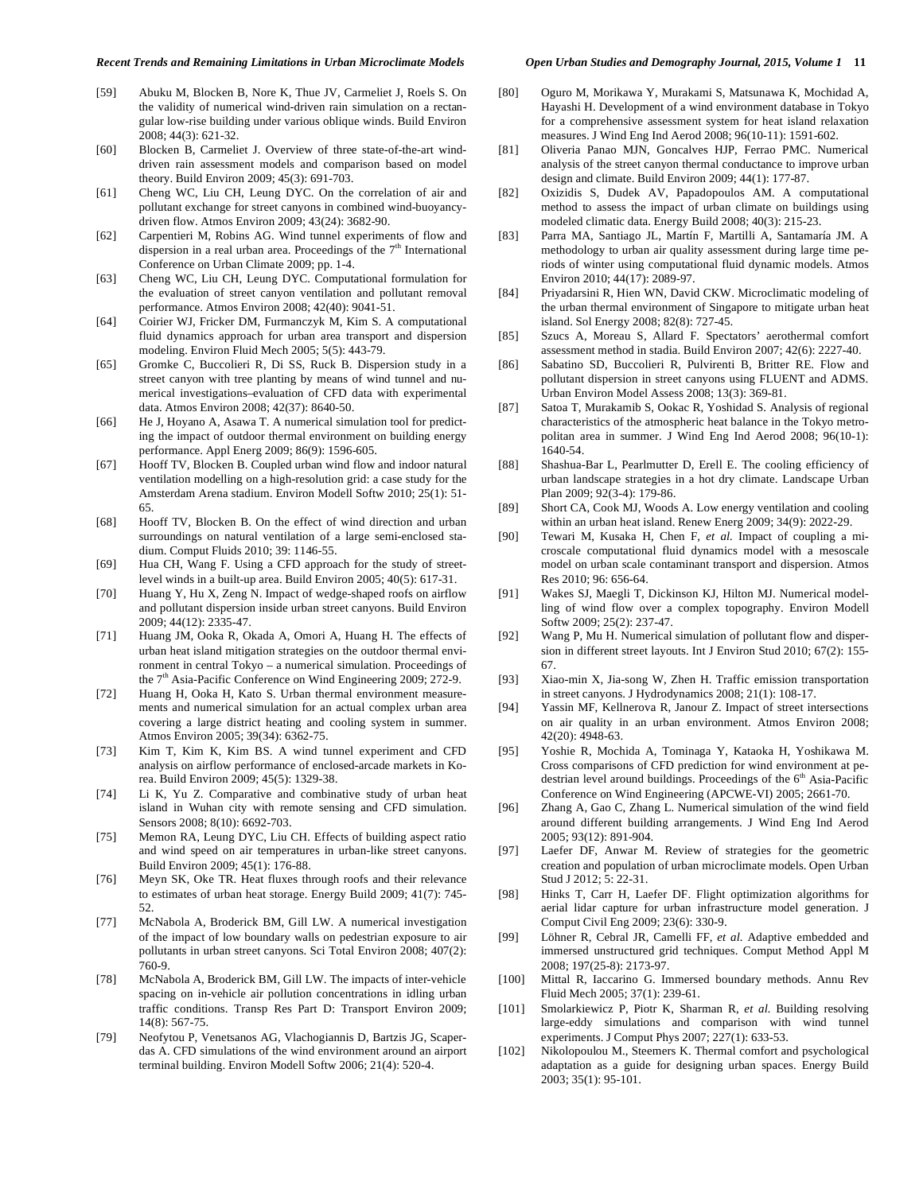[59] Abuku M, Blocken B, Nore K, Thue JV, Carmeliet J, Roels S. On the validity of numerical wind-driven rain simulation on a rectangular low-rise building under various oblique winds. Build Environ 2008; 44(3): 621-32.

[60] Blocken B, Carmeliet J. Overview of three state-of-the-art wind-driven rain assessment models and comparison based on model theory. Build Environ 2009; 45(3): 691-703.

[61] Cheng WC, Liu CH, Leung DYC. On the correlation of air and pollutant exchange for street canyons in combined wind-buoyancy-driven flow. Atmos Environ 2009; 43(24): 3682-90.

[62] Carpentieri M, Robins AG. Wind tunnel experiments of flow and dispersion in a real urban area. Proceedings of the 7th International Conference on Urban Climate 2009; pp. 1-4.

[63] Cheng WC, Liu CH, Leung DYC. Computational formulation for the evaluation of street canyon ventilation and pollutant removal performance. Atmos Environ 2008; 42(40): 9041-51.

[64] Coirier WJ, Fricker DM, Furmanczyk M, Kim S. A computational fluid dynamics approach for urban area transport and dispersion modeling. Environ Fluid Mech 2005; 5(5): 443-79.

[65] Gromke C, Buccolieri R, Di SS, Ruck B. Dispersion study in a street canyon with tree planting by means of wind tunnel and numerical investigations–evaluation of CFD data with experimental data. Atmos Environ 2008; 42(37): 8640-50.

[66] He J, Hoyano A, Asawa T. A numerical simulation tool for predicting the impact of outdoor thermal environment on building energy performance. Appl Energ 2009; 86(9): 1596-605.

[67] Hooff TV, Blocken B. Coupled urban wind flow and indoor natural ventilation modelling on a high-resolution grid: a case study for the Amsterdam Arena stadium. Environ Modell Softw 2010; 25(1): 51-65.

[68] Hooff TV, Blocken B. On the effect of wind direction and urban surroundings on natural ventilation of a large semi-enclosed stadium. Comput Fluids 2010; 39: 1146-55.

[69] Hua CH, Wang F. Using a CFD approach for the study of street-level winds in a built-up area. Build Environ 2005; 40(5): 617-31.

[70] Huang Y, Hu X, Zeng N. Impact of wedge-shaped roofs on airflow and pollutant dispersion inside urban street canyons. Build Environ 2009; 44(12): 2335-47.

[71] Huang JM, Ooka R, Okada A, Omori A, Huang H. The effects of urban heat island mitigation strategies on the outdoor thermal environment in central Tokyo – a numerical simulation. Proceedings of the 7th Asia-Pacific Conference on Wind Engineering 2009; 272-9.

[72] Huang H, Ooka H, Kato S. Urban thermal environment measurements and numerical simulation for an actual complex urban area covering a large district heating and cooling system in summer. Atmos Environ 2005; 39(34): 6362-75.

[73] Kim T, Kim K, Kim BS. A wind tunnel experiment and CFD analysis on airflow performance of enclosed-arcade markets in Korea. Build Environ 2009; 45(5): 1329-38.

[74] Li K, Yu Z. Comparative and combinative study of urban heat island in Wuhan city with remote sensing and CFD simulation. Sensors 2008; 8(10): 6692-703.

[75] Memon RA, Leung DYC, Liu CH. Effects of building aspect ratio and wind speed on air temperatures in urban-like street canyons. Build Environ 2009; 45(1): 176-88.

[76] Meyn SK, Oke TR. Heat fluxes through roofs and their relevance to estimates of urban heat storage. Energy Build 2009; 41(7): 745-52.

[77] McNabola A, Broderick BM, Gill LW. A numerical investigation of the impact of low boundary walls on pedestrian exposure to air pollutants in urban street canyons. Sci Total Environ 2008; 407(2): 760-9.

[78] McNabola A, Broderick BM, Gill LW. The impacts of inter-vehicle spacing on in-vehicle air pollution concentrations in idling urban traffic conditions. Transp Res Part D: Transport Environ 2009; 14(8): 567-75.

[79] Neofytou P, Venetsanos AG, Vlachogiannis D, Bartzis JG, Scaperdas A. CFD simulations of the wind environment around an airport terminal building. Environ Modell Softw 2006; 21(4): 520-4.

[80] Oguro M, Morikawa Y, Murakami S, Matsunawa K, Mochidad A, Hayashi H. Development of a wind environment database in Tokyo for a comprehensive assessment system for heat island relaxation measures. J Wind Eng Ind Aerod 2008; 96(10-11): 1591-602.

[81] Oliveria Panao MJN, Goncalves HJP, Ferrao PMC. Numerical analysis of the street canyon thermal conductance to improve urban design and climate. Build Environ 2009; 44(1): 177-87.

[82] Oxizidis S, Dudek AV, Papadopoulos AM. A computational method to assess the impact of urban climate on buildings using modeled climatic data. Energy Build 2008; 40(3): 215-23.

[83] Parra MA, Santiago JL, Martín F, Martilli A, Santamaría JM. A methodology to urban air quality assessment during large time periods of winter using computational fluid dynamic models. Atmos Environ 2010; 44(17): 2089-97.

[84] Priyadarsini R, Hien WN, David CKW. Microclimatic modeling of the urban thermal environment of Singapore to mitigate urban heat island. Sol Energy 2008; 82(8): 727-45.

[85] Szucs A, Moreau S, Allard F. Spectators' aerothermal comfort assessment method in stadia. Build Environ 2007; 42(6): 2227-40.

[86] Sabatino SD, Buccolieri R, Pulvirenti B, Britter RE. Flow and pollutant dispersion in street canyons using FLUENT and ADMS. Urban Environ Model Assess 2008; 13(3): 369-81.

[87] Satoa T, Murakamib S, Ookac R, Yoshidad S. Analysis of regional characteristics of the atmospheric heat balance in the Tokyo metropolitan area in summer. J Wind Eng Ind Aerod 2008; 96(10-1): 1640-54.

[88] Shashua-Bar L, Pearlmutter D, Erell E. The cooling efficiency of urban landscape strategies in a hot dry climate. Landscape Urban Plan 2009; 92(3-4): 179-86.

[89] Short CA, Cook MJ, Woods A. Low energy ventilation and cooling within an urban heat island. Renew Energ 2009; 34(9): 2022-29.

[90] Tewari M, Kusaka H, Chen F, *et al.* Impact of coupling a microscale computational fluid dynamics model with a mesoscale model on urban scale contaminant transport and dispersion. Atmos Res 2010; 96: 656-64.

[91] Wakes SJ, Maegli T, Dickinson KJ, Hilton MJ. Numerical modelling of wind flow over a complex topography. Environ Modell Softw 2009; 25(2): 237-47.

[92] Wang P, Mu H. Numerical simulation of pollutant flow and dispersion in different street layouts. Int J Environ Stud 2010; 67(2): 155-67.

[93] Xiao-min X, Jia-song W, Zhen H. Traffic emission transportation in street canyons. J Hydrodynamics 2008; 21(1): 108-17.

[94] Yassin MF, Kellnerova R, Janour Z. Impact of street intersections on air quality in an urban environment. Atmos Environ 2008; 42(20): 4948-63.

[95] Yoshie R, Mochida A, Tominaga Y, Kataoka H, Yoshikawa M. Cross comparisons of CFD prediction for wind environment at pedestrian level around buildings. Proceedings of the 6th Asia-Pacific Conference on Wind Engineering (APCWE-VI) 2005; 2661-70.

[96] Zhang A, Gao C, Zhang L. Numerical simulation of the wind field around different building arrangements. J Wind Eng Ind Aerod 2005; 93(12): 891-904.

[97] Laefer DF, Anwar M. Review of strategies for the geometric creation and population of urban microclimate models. Open Urban Stud J 2012; 5: 22-31.

[98] Hinks T, Carr H, Laefer DF. Flight optimization algorithms for aerial lidar capture for urban infrastructure model generation. J Comput Civil Eng 2009; 23(6): 330-9.

[99] Löhner R, Cebral JR, Camelli FF, *et al.* Adaptive embedded and immersed unstructured grid techniques. Comput Method Appl M 2008; 197(25-8): 2173-97.

[100] Mittal R, Iaccarino G. Immersed boundary methods. Annu Rev Fluid Mech 2005; 37(1): 239-61.

[101] Smolarkiewicz P, Piotr K, Sharman R, *et al.* Building resolving large-eddy simulations and comparison with wind tunnel experiments. J Comput Phys 2007; 227(1): 633-53.

[102] Nikolopoulou M., Steemers K. Thermal comfort and psychological adaptation as a guide for designing urban spaces. Energy Build 2003; 35(1): 95-101.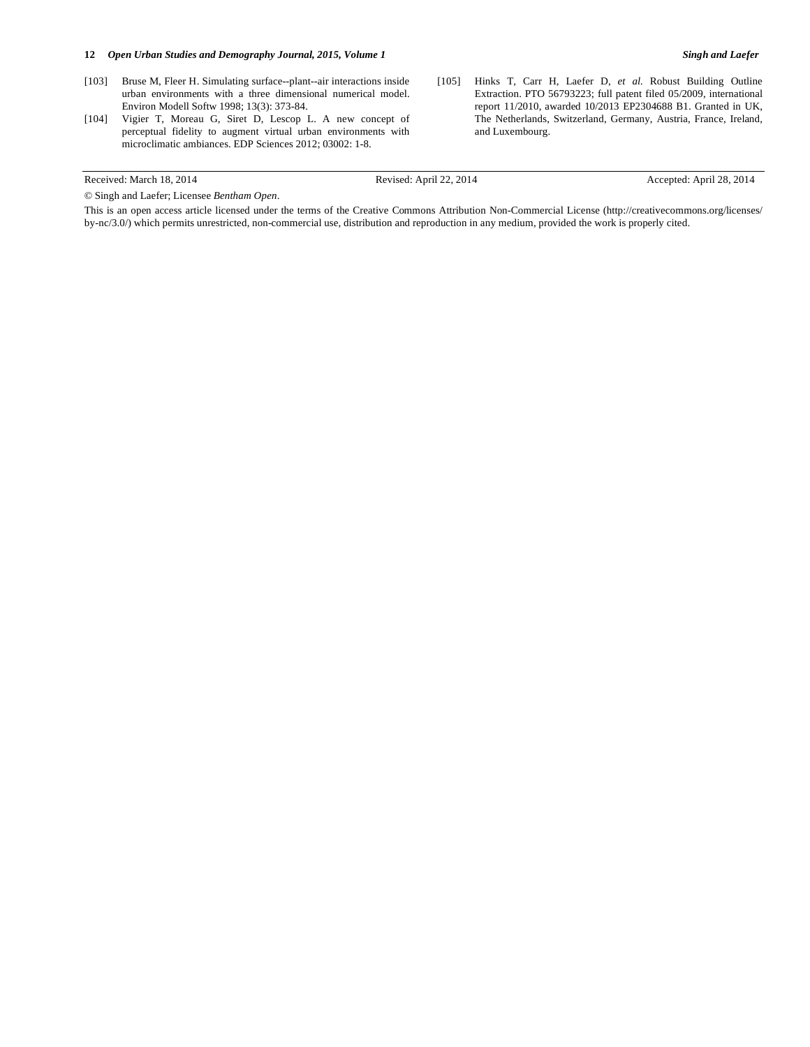[103] Bruse M, Fleer H. Simulating surface--plant--air interactions inside urban environments with a three dimensional numerical model. Environ Modell Softw 1998; 13(3): 373-84.

[104] Vigier T, Moreau G, Siret D, Lescop L. A new concept of perceptual fidelity to augment virtual urban environments with microclimatic ambiances. EDP Sciences 2012; 03002: 1-8.

[105] Hinks T, Carr H, Laefer D, *et al.* Robust Building Outline Extraction. PTO 56793223; full patent filed 05/2009, international report 11/2010, awarded 10/2013 EP2304688 B1. Granted in UK, The Netherlands, Switzerland, Germany, Austria, France, Ireland, and Luxembourg.

---

Received: March 18, 2014 Revised: April 22, 2014 Accepted: April 28, 2014

© Singh and Laefer; Licensee *Bentham Open*.

This is an open access article licensed under the terms of the Creative Commons Attribution Non-Commercial License (http://creativecommons.org/licenses/by-nc/3.0/) which permits unrestricted, non-commercial use, distribution and reproduction in any medium, provided the work is properly cited.